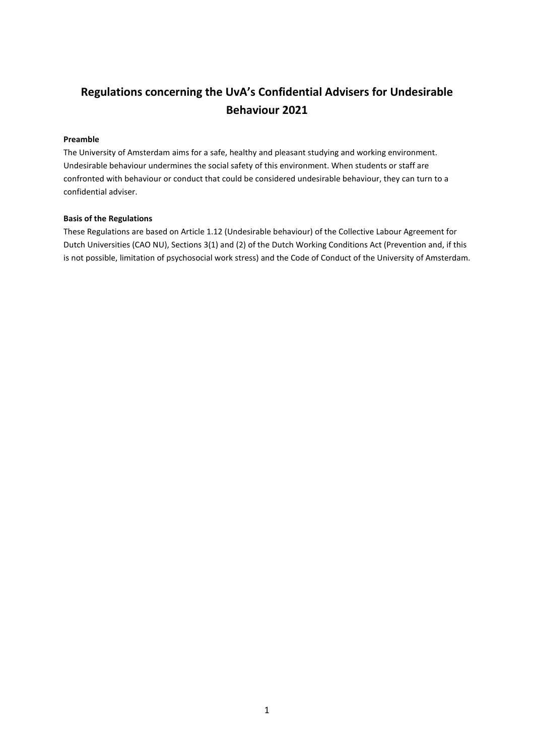# Regulations concerning the UvA's Confidential Advisers for Undesirable Behaviour 2021

**Preamble**

The University of Amsterdam aims for a safe, healthy and pleasant studying and working environment. Undesirable behaviour undermines the social safety of this environment. When students or staff are confronted with behaviour or conduct that could be considered undesirable behaviour, they can turn to a confidential adviser.

**Basis of the Regulations**

These Regulations are based on Article 1.12 (Undesirable behaviour) of the Collective Labour Agreement for Dutch Universities (CAO NU), Sections 3(1) and (2) of the Dutch Working Conditions Act (Prevention and, if this is not possible, limitation of psychosocial work stress) and the Code of Conduct of the University of Amsterdam.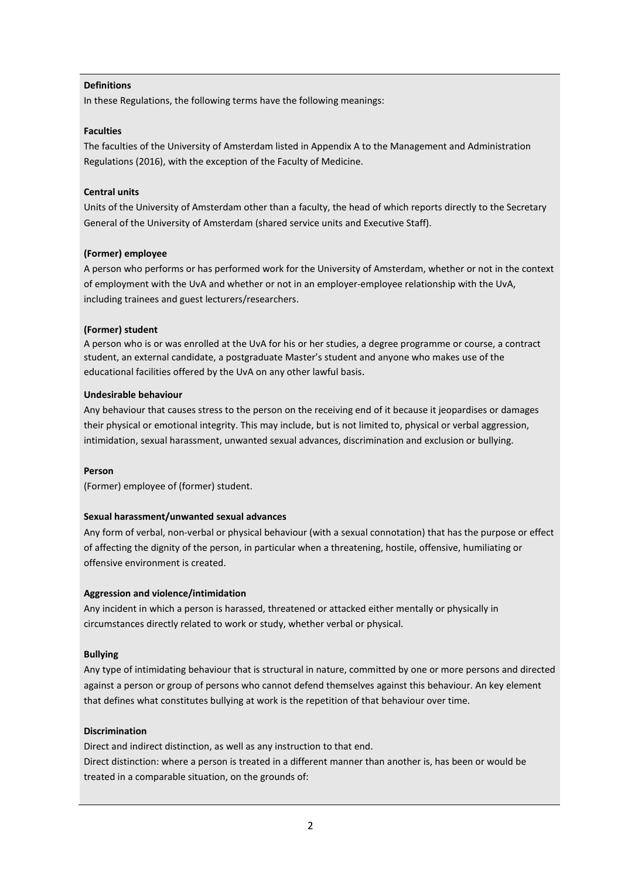**Definitions**

In these Regulations, the following terms have the following meanings:

**Faculties**

The faculties of the University of Amsterdam listed in Appendix A to the Management and Administration Regulations (2016), with the exception of the Faculty of Medicine.

**Central units**

Units of the University of Amsterdam other than a faculty, the head of which reports directly to the Secretary General of the University of Amsterdam (shared service units and Executive Staff).

**(Former) employee**

A person who performs or has performed work for the University of Amsterdam, whether or not in the context of employment with the UvA and whether or not in an employer-employee relationship with the UvA, including trainees and guest lecturers/researchers.

**(Former) student**

A person who is or was enrolled at the UvA for his or her studies, a degree programme or course, a contract student, an external candidate, a postgraduate Master's student and anyone who makes use of the educational facilities offered by the UvA on any other lawful basis.

**Undesirable behaviour**

Any behaviour that causes stress to the person on the receiving end of it because it jeopardises or damages their physical or emotional integrity. This may include, but is not limited to, physical or verbal aggression, intimidation, sexual harassment, unwanted sexual advances, discrimination and exclusion or bullying.

**Person**

(Former) employee of (former) student.

**Sexual harassment/unwanted sexual advances**

Any form of verbal, non-verbal or physical behaviour (with a sexual connotation) that has the purpose or effect of affecting the dignity of the person, in particular when a threatening, hostile, offensive, humiliating or offensive environment is created.

**Aggression and violence/intimidation**

Any incident in which a person is harassed, threatened or attacked either mentally or physically in circumstances directly related to work or study, whether verbal or physical.

**Bullying**

Any type of intimidating behaviour that is structural in nature, committed by one or more persons and directed against a person or group of persons who cannot defend themselves against this behaviour. An key element that defines what constitutes bullying at work is the repetition of that behaviour over time.

**Discrimination**

Direct and indirect distinction, as well as any instruction to that end.
Direct distinction: where a person is treated in a different manner than another is, has been or would be treated in a comparable situation, on the grounds of: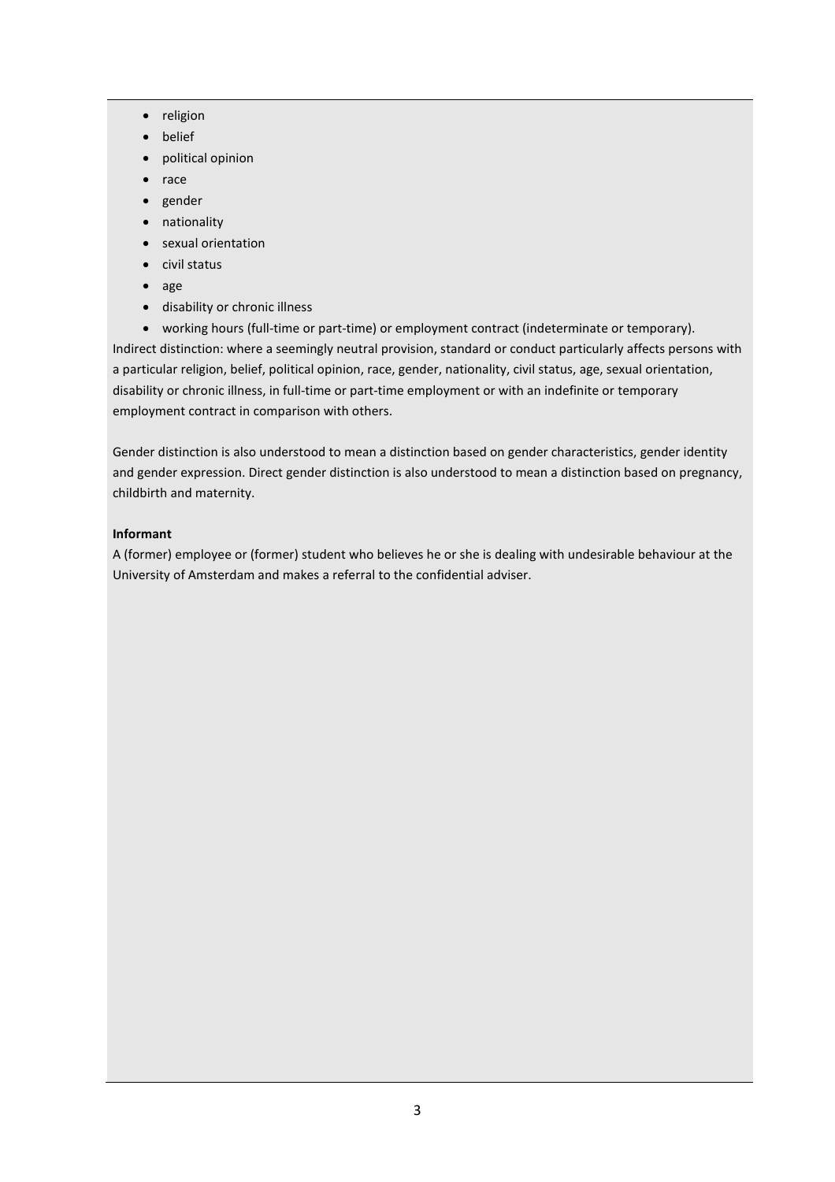- religion
- belief
- political opinion
- race
- gender
- nationality
- sexual orientation
- civil status
- age
- disability or chronic illness
- working hours (full-time or part-time) or employment contract (indeterminate or temporary).

Indirect distinction: where a seemingly neutral provision, standard or conduct particularly affects persons with a particular religion, belief, political opinion, race, gender, nationality, civil status, age, sexual orientation, disability or chronic illness, in full-time or part-time employment or with an indefinite or temporary employment contract in comparison with others.

Gender distinction is also understood to mean a distinction based on gender characteristics, gender identity and gender expression. Direct gender distinction is also understood to mean a distinction based on pregnancy, childbirth and maternity.

**Informant**

A (former) employee or (former) student who believes he or she is dealing with undesirable behaviour at the University of Amsterdam and makes a referral to the confidential adviser.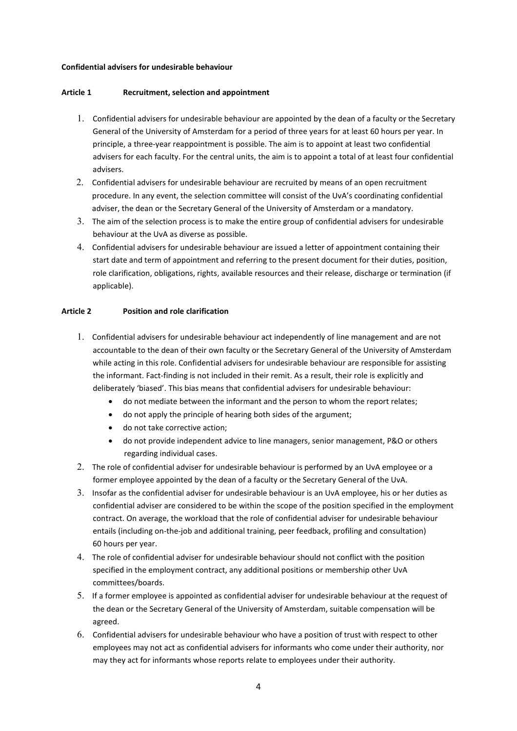**Confidential advisers for undesirable behaviour**

**Article 1 Recruitment, selection and appointment**

1. Confidential advisers for undesirable behaviour are appointed by the dean of a faculty or the Secretary General of the University of Amsterdam for a period of three years for at least 60 hours per year. In principle, a three-year reappointment is possible. The aim is to appoint at least two confidential advisers for each faculty. For the central units, the aim is to appoint a total of at least four confidential advisers.
2. Confidential advisers for undesirable behaviour are recruited by means of an open recruitment procedure. In any event, the selection committee will consist of the UvA's coordinating confidential adviser, the dean or the Secretary General of the University of Amsterdam or a mandatory.
3. The aim of the selection process is to make the entire group of confidential advisers for undesirable behaviour at the UvA as diverse as possible.
4. Confidential advisers for undesirable behaviour are issued a letter of appointment containing their start date and term of appointment and referring to the present document for their duties, position, role clarification, obligations, rights, available resources and their release, discharge or termination (if applicable).

**Article 2 Position and role clarification**

1. Confidential advisers for undesirable behaviour act independently of line management and are not accountable to the dean of their own faculty or the Secretary General of the University of Amsterdam while acting in this role. Confidential advisers for undesirable behaviour are responsible for assisting the informant. Fact-finding is not included in their remit. As a result, their role is explicitly and deliberately 'biased'. This bias means that confidential advisers for undesirable behaviour:
   - do not mediate between the informant and the person to whom the report relates;
   - do not apply the principle of hearing both sides of the argument;
   - do not take corrective action;
   - do not provide independent advice to line managers, senior management, P&O or others regarding individual cases.
2. The role of confidential adviser for undesirable behaviour is performed by an UvA employee or a former employee appointed by the dean of a faculty or the Secretary General of the UvA.
3. Insofar as the confidential adviser for undesirable behaviour is an UvA employee, his or her duties as confidential adviser are considered to be within the scope of the position specified in the employment contract. On average, the workload that the role of confidential adviser for undesirable behaviour entails (including on-the-job and additional training, peer feedback, profiling and consultation) 60 hours per year.
4. The role of confidential adviser for undesirable behaviour should not conflict with the position specified in the employment contract, any additional positions or membership other UvA committees/boards.
5. If a former employee is appointed as confidential adviser for undesirable behaviour at the request of the dean or the Secretary General of the University of Amsterdam, suitable compensation will be agreed.
6. Confidential advisers for undesirable behaviour who have a position of trust with respect to other employees may not act as confidential advisers for informants who come under their authority, nor may they act for informants whose reports relate to employees under their authority.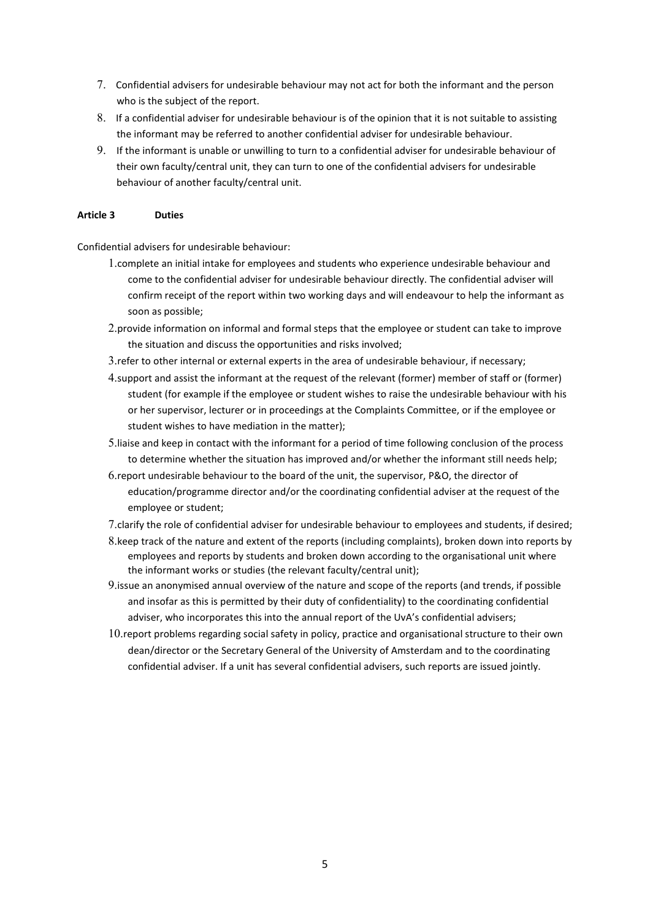7. Confidential advisers for undesirable behaviour may not act for both the informant and the person who is the subject of the report.
8. If a confidential adviser for undesirable behaviour is of the opinion that it is not suitable to assisting the informant may be referred to another confidential adviser for undesirable behaviour.
9. If the informant is unable or unwilling to turn to a confidential adviser for undesirable behaviour of their own faculty/central unit, they can turn to one of the confidential advisers for undesirable behaviour of another faculty/central unit.

**Article 3 Duties**

Confidential advisers for undesirable behaviour:

1. complete an initial intake for employees and students who experience undesirable behaviour and come to the confidential adviser for undesirable behaviour directly. The confidential adviser will confirm receipt of the report within two working days and will endeavour to help the informant as soon as possible;
2. provide information on informal and formal steps that the employee or student can take to improve the situation and discuss the opportunities and risks involved;
3. refer to other internal or external experts in the area of undesirable behaviour, if necessary;
4. support and assist the informant at the request of the relevant (former) member of staff or (former) student (for example if the employee or student wishes to raise the undesirable behaviour with his or her supervisor, lecturer or in proceedings at the Complaints Committee, or if the employee or student wishes to have mediation in the matter);
5. liaise and keep in contact with the informant for a period of time following conclusion of the process to determine whether the situation has improved and/or whether the informant still needs help;
6. report undesirable behaviour to the board of the unit, the supervisor, P&O, the director of education/programme director and/or the coordinating confidential adviser at the request of the employee or student;
7. clarify the role of confidential adviser for undesirable behaviour to employees and students, if desired;
8. keep track of the nature and extent of the reports (including complaints), broken down into reports by employees and reports by students and broken down according to the organisational unit where the informant works or studies (the relevant faculty/central unit);
9. issue an anonymised annual overview of the nature and scope of the reports (and trends, if possible and insofar as this is permitted by their duty of confidentiality) to the coordinating confidential adviser, who incorporates this into the annual report of the UvA's confidential advisers;
10. report problems regarding social safety in policy, practice and organisational structure to their own dean/director or the Secretary General of the University of Amsterdam and to the coordinating confidential adviser. If a unit has several confidential advisers, such reports are issued jointly.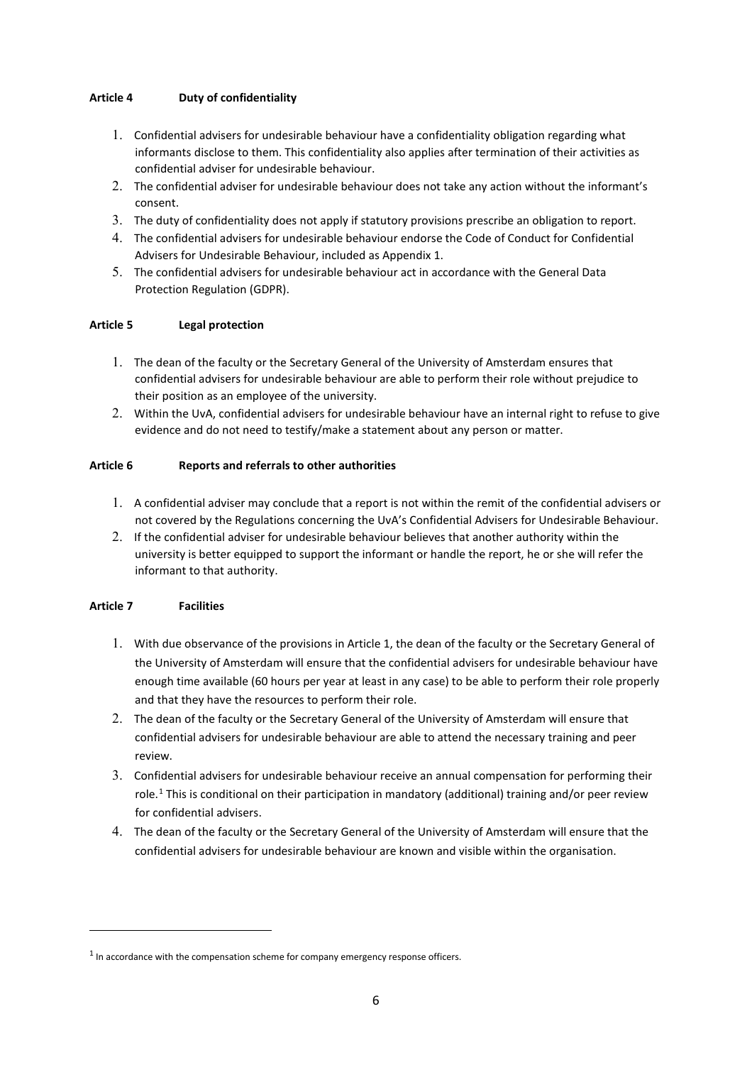### Article 4 Duty of confidentiality

1. Confidential advisers for undesirable behaviour have a confidentiality obligation regarding what informants disclose to them. This confidentiality also applies after termination of their activities as confidential adviser for undesirable behaviour.
2. The confidential adviser for undesirable behaviour does not take any action without the informant's consent.
3. The duty of confidentiality does not apply if statutory provisions prescribe an obligation to report.
4. The confidential advisers for undesirable behaviour endorse the Code of Conduct for Confidential Advisers for Undesirable Behaviour, included as Appendix 1.
5. The confidential advisers for undesirable behaviour act in accordance with the General Data Protection Regulation (GDPR).

### Article 5 Legal protection

1. The dean of the faculty or the Secretary General of the University of Amsterdam ensures that confidential advisers for undesirable behaviour are able to perform their role without prejudice to their position as an employee of the university.
2. Within the UvA, confidential advisers for undesirable behaviour have an internal right to refuse to give evidence and do not need to testify/make a statement about any person or matter.

### Article 6 Reports and referrals to other authorities

1. A confidential adviser may conclude that a report is not within the remit of the confidential advisers or not covered by the Regulations concerning the UvA's Confidential Advisers for Undesirable Behaviour.
2. If the confidential adviser for undesirable behaviour believes that another authority within the university is better equipped to support the informant or handle the report, he or she will refer the informant to that authority.

### Article 7 Facilities

1. With due observance of the provisions in Article 1, the dean of the faculty or the Secretary General of the University of Amsterdam will ensure that the confidential advisers for undesirable behaviour have enough time available (60 hours per year at least in any case) to be able to perform their role properly and that they have the resources to perform their role.
2. The dean of the faculty or the Secretary General of the University of Amsterdam will ensure that confidential advisers for undesirable behaviour are able to attend the necessary training and peer review.
3. Confidential advisers for undesirable behaviour receive an annual compensation for performing their role.[1] This is conditional on their participation in mandatory (additional) training and/or peer review for confidential advisers.
4. The dean of the faculty or the Secretary General of the University of Amsterdam will ensure that the confidential advisers for undesirable behaviour are known and visible within the organisation.

---

[1] In accordance with the compensation scheme for company emergency response officers.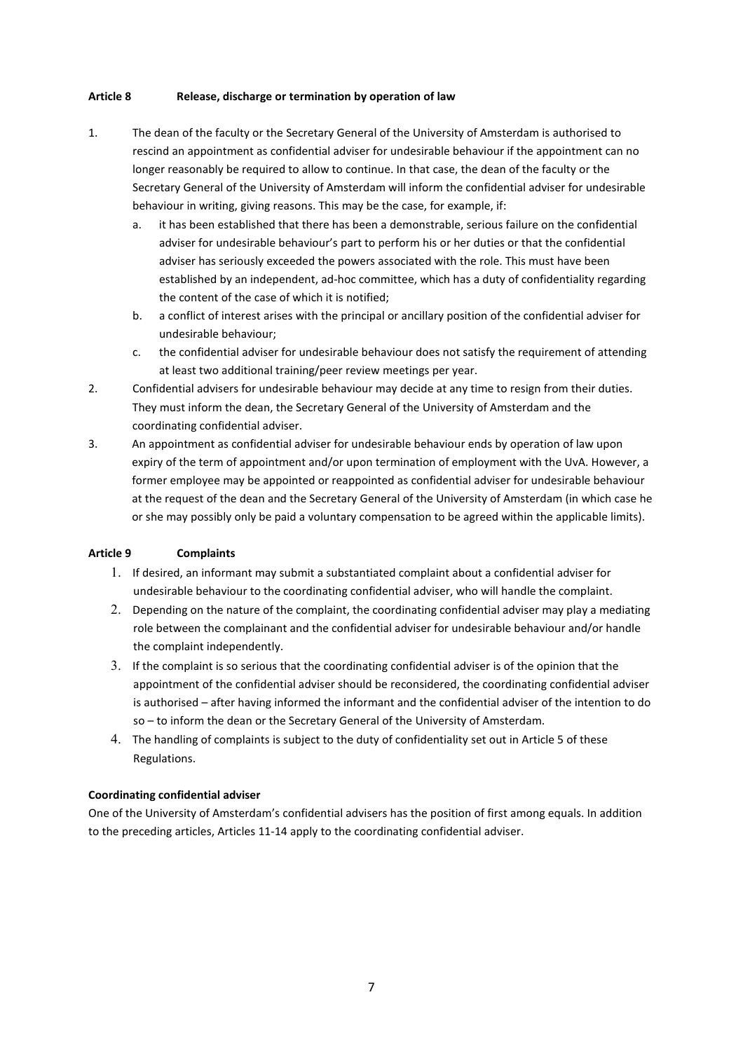**Article 8 Release, discharge or termination by operation of law**

1. The dean of the faculty or the Secretary General of the University of Amsterdam is authorised to rescind an appointment as confidential adviser for undesirable behaviour if the appointment can no longer reasonably be required to allow to continue. In that case, the dean of the faculty or the Secretary General of the University of Amsterdam will inform the confidential adviser for undesirable behaviour in writing, giving reasons. This may be the case, for example, if:
   a. it has been established that there has been a demonstrable, serious failure on the confidential adviser for undesirable behaviour's part to perform his or her duties or that the confidential adviser has seriously exceeded the powers associated with the role. This must have been established by an independent, ad-hoc committee, which has a duty of confidentiality regarding the content of the case of which it is notified;
   b. a conflict of interest arises with the principal or ancillary position of the confidential adviser for undesirable behaviour;
   c. the confidential adviser for undesirable behaviour does not satisfy the requirement of attending at least two additional training/peer review meetings per year.
2. Confidential advisers for undesirable behaviour may decide at any time to resign from their duties. They must inform the dean, the Secretary General of the University of Amsterdam and the coordinating confidential adviser.
3. An appointment as confidential adviser for undesirable behaviour ends by operation of law upon expiry of the term of appointment and/or upon termination of employment with the UvA. However, a former employee may be appointed or reappointed as confidential adviser for undesirable behaviour at the request of the dean and the Secretary General of the University of Amsterdam (in which case he or she may possibly only be paid a voluntary compensation to be agreed within the applicable limits).

**Article 9 Complaints**

1. If desired, an informant may submit a substantiated complaint about a confidential adviser for undesirable behaviour to the coordinating confidential adviser, who will handle the complaint.
2. Depending on the nature of the complaint, the coordinating confidential adviser may play a mediating role between the complainant and the confidential adviser for undesirable behaviour and/or handle the complaint independently.
3. If the complaint is so serious that the coordinating confidential adviser is of the opinion that the appointment of the confidential adviser should be reconsidered, the coordinating confidential adviser is authorised – after having informed the informant and the confidential adviser of the intention to do so – to inform the dean or the Secretary General of the University of Amsterdam.
4. The handling of complaints is subject to the duty of confidentiality set out in Article 5 of these Regulations.

**Coordinating confidential adviser**

One of the University of Amsterdam's confidential advisers has the position of first among equals. In addition to the preceding articles, Articles 11-14 apply to the coordinating confidential adviser.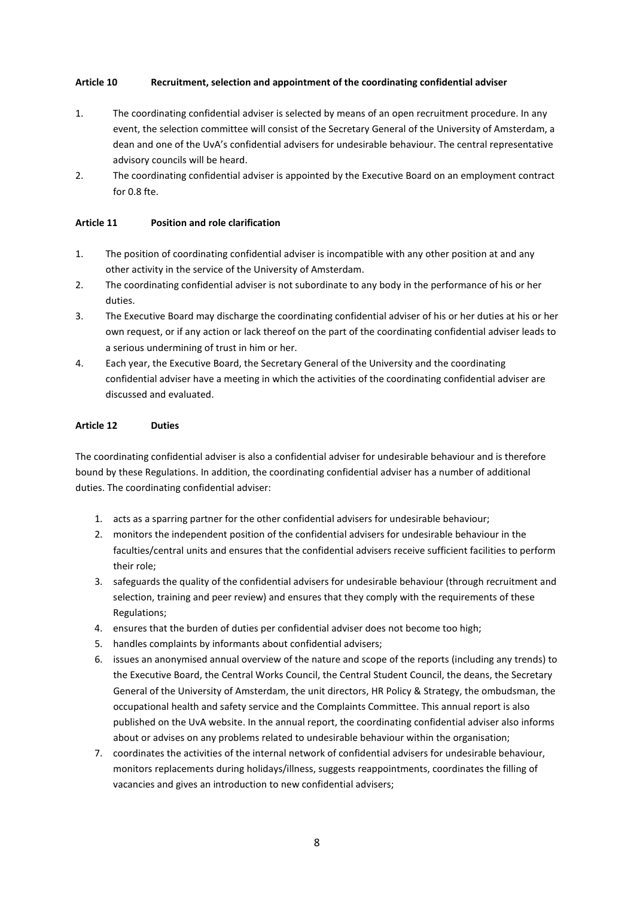**Article 10 Recruitment, selection and appointment of the coordinating confidential adviser**

1. The coordinating confidential adviser is selected by means of an open recruitment procedure. In any event, the selection committee will consist of the Secretary General of the University of Amsterdam, a dean and one of the UvA's confidential advisers for undesirable behaviour. The central representative advisory councils will be heard.
2. The coordinating confidential adviser is appointed by the Executive Board on an employment contract for 0.8 fte.

**Article 11 Position and role clarification**

1. The position of coordinating confidential adviser is incompatible with any other position at and any other activity in the service of the University of Amsterdam.
2. The coordinating confidential adviser is not subordinate to any body in the performance of his or her duties.
3. The Executive Board may discharge the coordinating confidential adviser of his or her duties at his or her own request, or if any action or lack thereof on the part of the coordinating confidential adviser leads to a serious undermining of trust in him or her.
4. Each year, the Executive Board, the Secretary General of the University and the coordinating confidential adviser have a meeting in which the activities of the coordinating confidential adviser are discussed and evaluated.

**Article 12 Duties**

The coordinating confidential adviser is also a confidential adviser for undesirable behaviour and is therefore bound by these Regulations. In addition, the coordinating confidential adviser has a number of additional duties. The coordinating confidential adviser:

1. acts as a sparring partner for the other confidential advisers for undesirable behaviour;
2. monitors the independent position of the confidential advisers for undesirable behaviour in the faculties/central units and ensures that the confidential advisers receive sufficient facilities to perform their role;
3. safeguards the quality of the confidential advisers for undesirable behaviour (through recruitment and selection, training and peer review) and ensures that they comply with the requirements of these Regulations;
4. ensures that the burden of duties per confidential adviser does not become too high;
5. handles complaints by informants about confidential advisers;
6. issues an anonymised annual overview of the nature and scope of the reports (including any trends) to the Executive Board, the Central Works Council, the Central Student Council, the deans, the Secretary General of the University of Amsterdam, the unit directors, HR Policy & Strategy, the ombudsman, the occupational health and safety service and the Complaints Committee. This annual report is also published on the UvA website. In the annual report, the coordinating confidential adviser also informs about or advises on any problems related to undesirable behaviour within the organisation;
7. coordinates the activities of the internal network of confidential advisers for undesirable behaviour, monitors replacements during holidays/illness, suggests reappointments, coordinates the filling of vacancies and gives an introduction to new confidential advisers;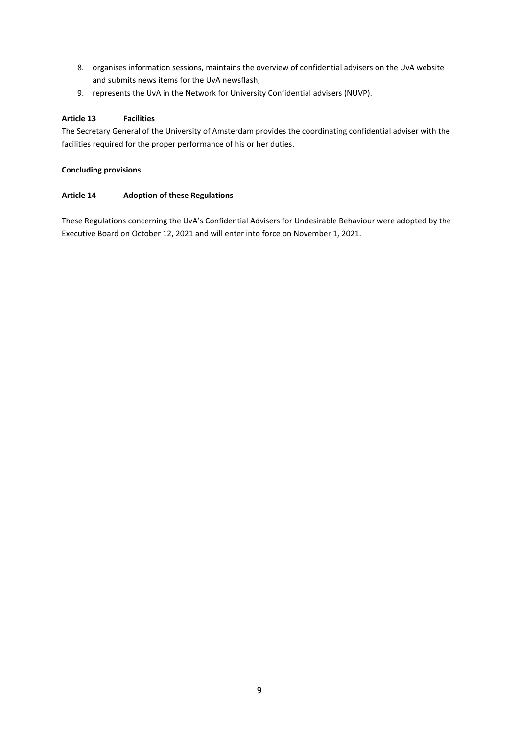8. organises information sessions, maintains the overview of confidential advisers on the UvA website and submits news items for the UvA newsflash;
9. represents the UvA in the Network for University Confidential advisers (NUVP).

**Article 13 Facilities**

The Secretary General of the University of Amsterdam provides the coordinating confidential adviser with the facilities required for the proper performance of his or her duties.

**Concluding provisions**

**Article 14 Adoption of these Regulations**

These Regulations concerning the UvA's Confidential Advisers for Undesirable Behaviour were adopted by the Executive Board on October 12, 2021 and will enter into force on November 1, 2021.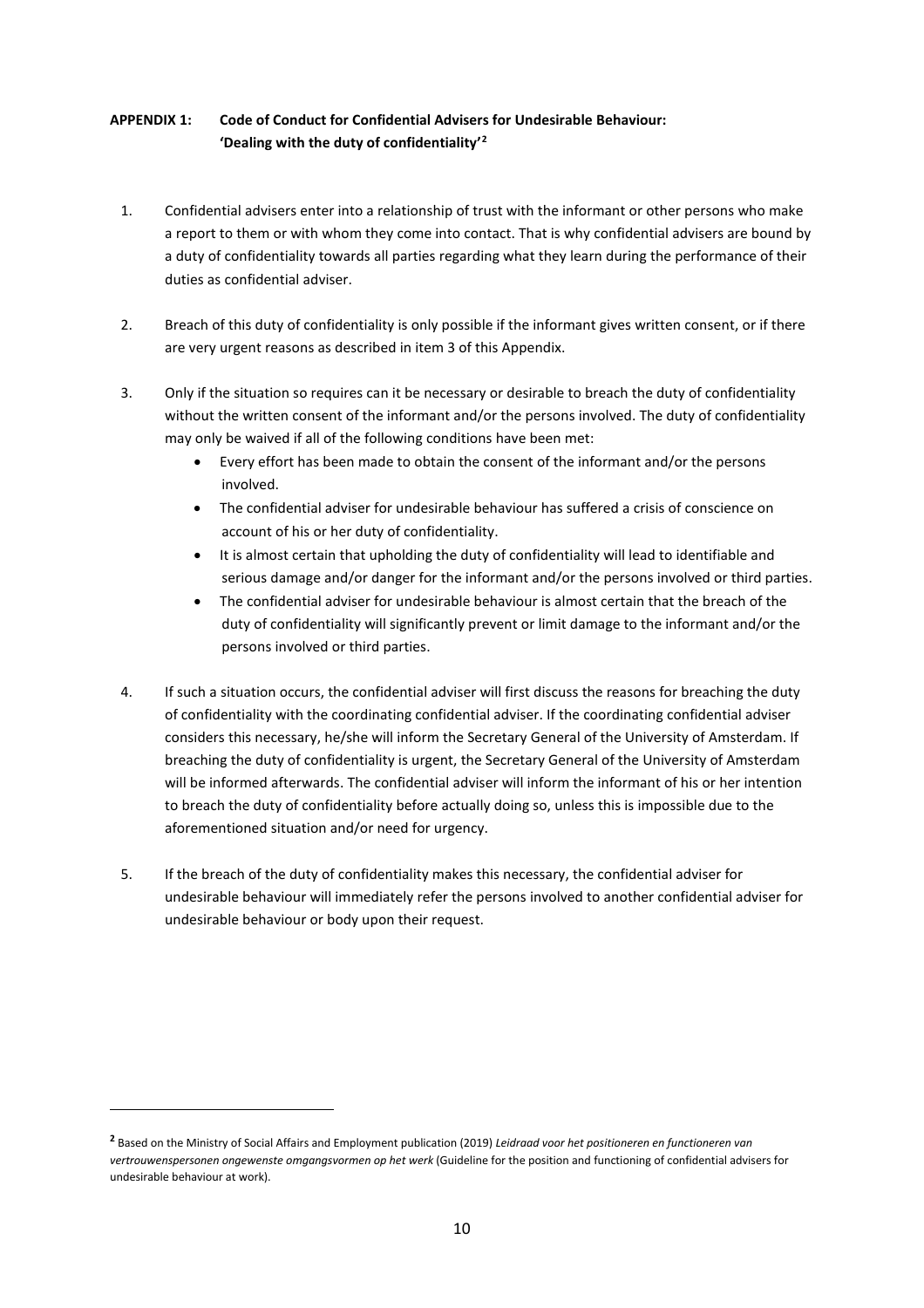**APPENDIX 1: Code of Conduct for Confidential Advisers for Undesirable Behaviour: 'Dealing with the duty of confidentiality'[2]**

1. Confidential advisers enter into a relationship of trust with the informant or other persons who make a report to them or with whom they come into contact. That is why confidential advisers are bound by a duty of confidentiality towards all parties regarding what they learn during the performance of their duties as confidential adviser.

2. Breach of this duty of confidentiality is only possible if the informant gives written consent, or if there are very urgent reasons as described in item 3 of this Appendix.

3. Only if the situation so requires can it be necessary or desirable to breach the duty of confidentiality without the written consent of the informant and/or the persons involved. The duty of confidentiality may only be waived if all of the following conditions have been met:
   - Every effort has been made to obtain the consent of the informant and/or the persons involved.
   - The confidential adviser for undesirable behaviour has suffered a crisis of conscience on account of his or her duty of confidentiality.
   - It is almost certain that upholding the duty of confidentiality will lead to identifiable and serious damage and/or danger for the informant and/or the persons involved or third parties.
   - The confidential adviser for undesirable behaviour is almost certain that the breach of the duty of confidentiality will significantly prevent or limit damage to the informant and/or the persons involved or third parties.

4. If such a situation occurs, the confidential adviser will first discuss the reasons for breaching the duty of confidentiality with the coordinating confidential adviser. If the coordinating confidential adviser considers this necessary, he/she will inform the Secretary General of the University of Amsterdam. If breaching the duty of confidentiality is urgent, the Secretary General of the University of Amsterdam will be informed afterwards. The confidential adviser will inform the informant of his or her intention to breach the duty of confidentiality before actually doing so, unless this is impossible due to the aforementioned situation and/or need for urgency.

5. If the breach of the duty of confidentiality makes this necessary, the confidential adviser for undesirable behaviour will immediately refer the persons involved to another confidential adviser for undesirable behaviour or body upon their request.

---

[2] Based on the Ministry of Social Affairs and Employment publication (2019) *Leidraad voor het positioneren en functioneren van vertrouwenspersonen ongewenste omgangsvormen op het werk* (Guideline for the position and functioning of confidential advisers for undesirable behaviour at work).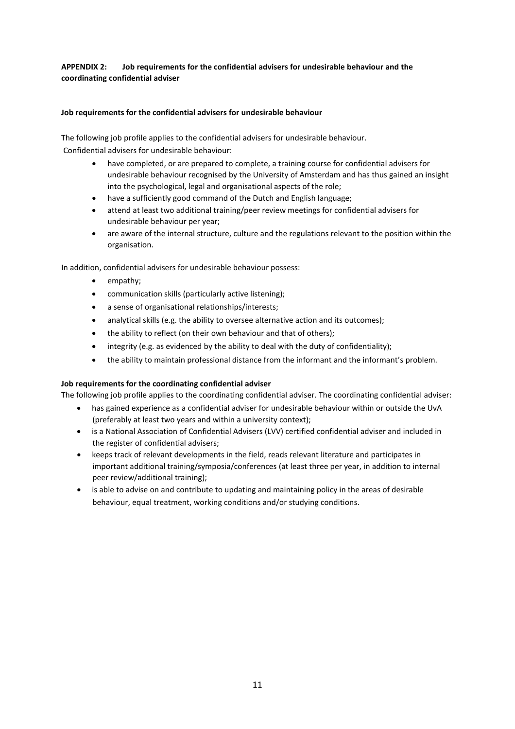**APPENDIX 2: Job requirements for the confidential advisers for undesirable behaviour and the coordinating confidential adviser**

**Job requirements for the confidential advisers for undesirable behaviour**

The following job profile applies to the confidential advisers for undesirable behaviour.
Confidential advisers for undesirable behaviour:

- have completed, or are prepared to complete, a training course for confidential advisers for undesirable behaviour recognised by the University of Amsterdam and has thus gained an insight into the psychological, legal and organisational aspects of the role;
- have a sufficiently good command of the Dutch and English language;
- attend at least two additional training/peer review meetings for confidential advisers for undesirable behaviour per year;
- are aware of the internal structure, culture and the regulations relevant to the position within the organisation.

In addition, confidential advisers for undesirable behaviour possess:

- empathy;
- communication skills (particularly active listening);
- a sense of organisational relationships/interests;
- analytical skills (e.g. the ability to oversee alternative action and its outcomes);
- the ability to reflect (on their own behaviour and that of others);
- integrity (e.g. as evidenced by the ability to deal with the duty of confidentiality);
- the ability to maintain professional distance from the informant and the informant's problem.

**Job requirements for the coordinating confidential adviser**

The following job profile applies to the coordinating confidential adviser. The coordinating confidential adviser:

- has gained experience as a confidential adviser for undesirable behaviour within or outside the UvA (preferably at least two years and within a university context);
- is a National Association of Confidential Advisers (LVV) certified confidential adviser and included in the register of confidential advisers;
- keeps track of relevant developments in the field, reads relevant literature and participates in important additional training/symposia/conferences (at least three per year, in addition to internal peer review/additional training);
- is able to advise on and contribute to updating and maintaining policy in the areas of desirable behaviour, equal treatment, working conditions and/or studying conditions.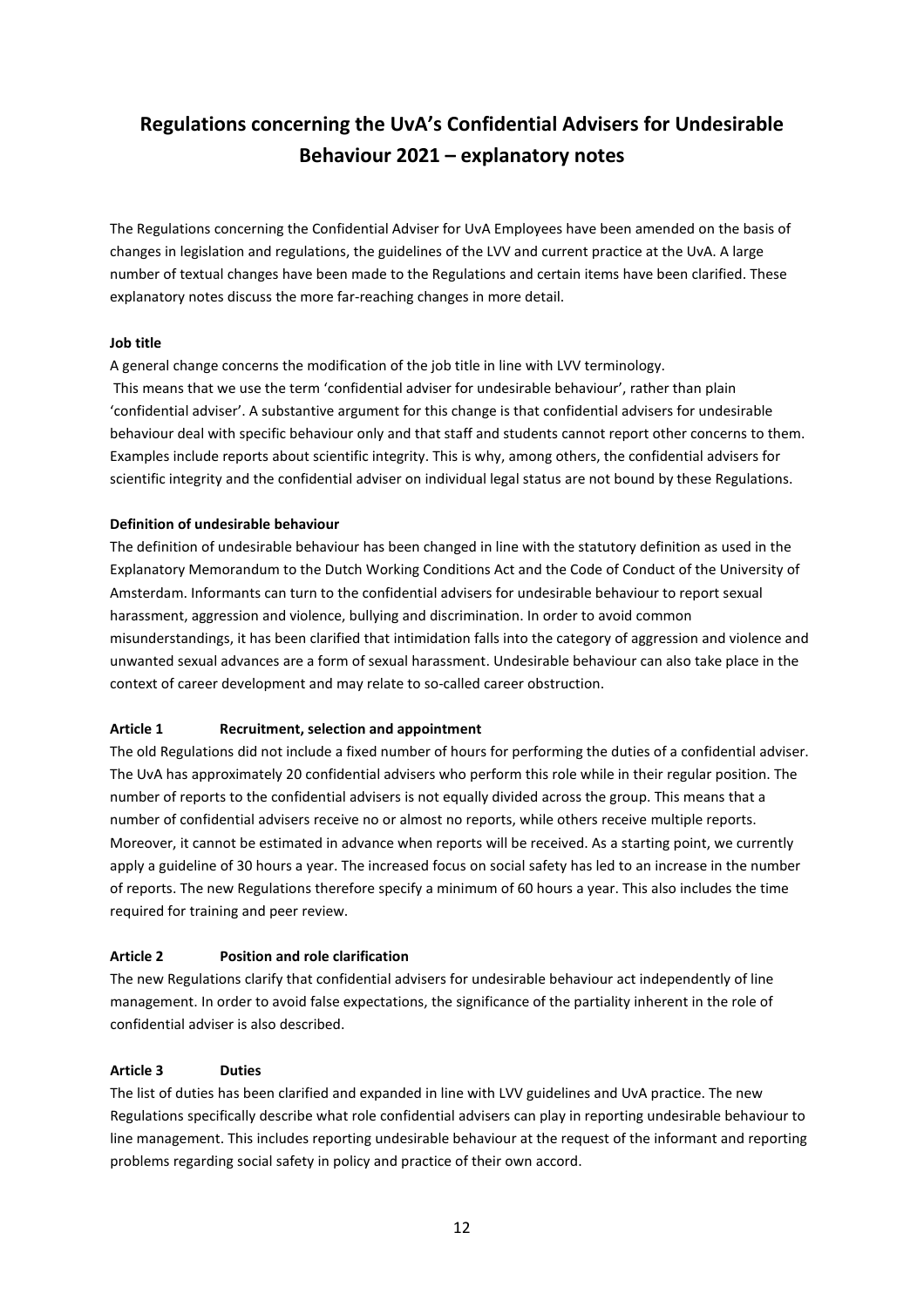# Regulations concerning the UvA's Confidential Advisers for Undesirable Behaviour 2021 – explanatory notes

The Regulations concerning the Confidential Adviser for UvA Employees have been amended on the basis of changes in legislation and regulations, the guidelines of the LVV and current practice at the UvA. A large number of textual changes have been made to the Regulations and certain items have been clarified. These explanatory notes discuss the more far-reaching changes in more detail.

**Job title**

A general change concerns the modification of the job title in line with LVV terminology. This means that we use the term 'confidential adviser for undesirable behaviour', rather than plain 'confidential adviser'. A substantive argument for this change is that confidential advisers for undesirable behaviour deal with specific behaviour only and that staff and students cannot report other concerns to them. Examples include reports about scientific integrity. This is why, among others, the confidential advisers for scientific integrity and the confidential adviser on individual legal status are not bound by these Regulations.

**Definition of undesirable behaviour**

The definition of undesirable behaviour has been changed in line with the statutory definition as used in the Explanatory Memorandum to the Dutch Working Conditions Act and the Code of Conduct of the University of Amsterdam. Informants can turn to the confidential advisers for undesirable behaviour to report sexual harassment, aggression and violence, bullying and discrimination. In order to avoid common misunderstandings, it has been clarified that intimidation falls into the category of aggression and violence and unwanted sexual advances are a form of sexual harassment. Undesirable behaviour can also take place in the context of career development and may relate to so-called career obstruction.

**Article 1 Recruitment, selection and appointment**

The old Regulations did not include a fixed number of hours for performing the duties of a confidential adviser. The UvA has approximately 20 confidential advisers who perform this role while in their regular position. The number of reports to the confidential advisers is not equally divided across the group. This means that a number of confidential advisers receive no or almost no reports, while others receive multiple reports. Moreover, it cannot be estimated in advance when reports will be received. As a starting point, we currently apply a guideline of 30 hours a year. The increased focus on social safety has led to an increase in the number of reports. The new Regulations therefore specify a minimum of 60 hours a year. This also includes the time required for training and peer review.

**Article 2 Position and role clarification**

The new Regulations clarify that confidential advisers for undesirable behaviour act independently of line management. In order to avoid false expectations, the significance of the partiality inherent in the role of confidential adviser is also described.

**Article 3 Duties**

The list of duties has been clarified and expanded in line with LVV guidelines and UvA practice. The new Regulations specifically describe what role confidential advisers can play in reporting undesirable behaviour to line management. This includes reporting undesirable behaviour at the request of the informant and reporting problems regarding social safety in policy and practice of their own accord.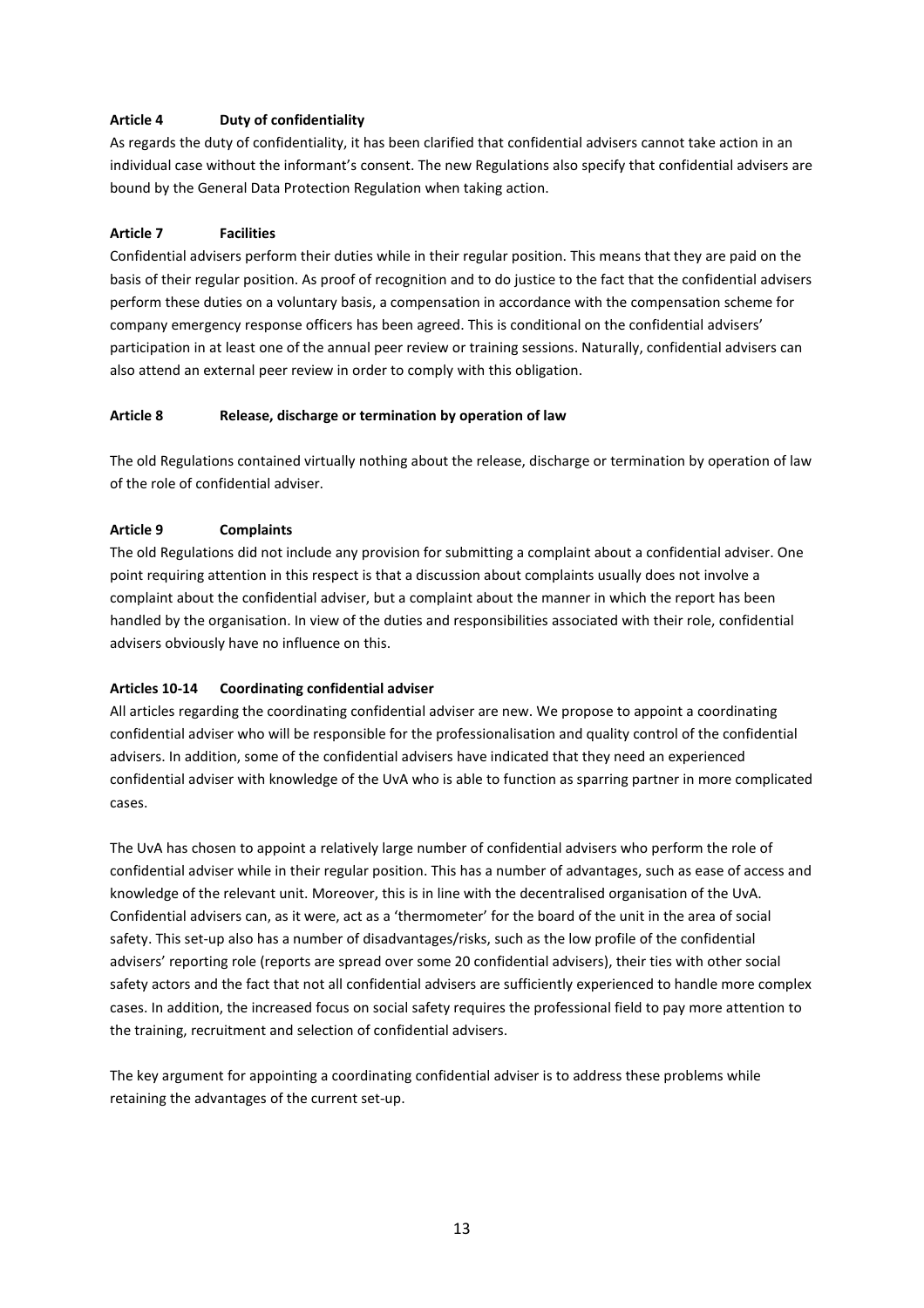**Article 4 Duty of confidentiality**

As regards the duty of confidentiality, it has been clarified that confidential advisers cannot take action in an individual case without the informant's consent. The new Regulations also specify that confidential advisers are bound by the General Data Protection Regulation when taking action.

**Article 7 Facilities**

Confidential advisers perform their duties while in their regular position. This means that they are paid on the basis of their regular position. As proof of recognition and to do justice to the fact that the confidential advisers perform these duties on a voluntary basis, a compensation in accordance with the compensation scheme for company emergency response officers has been agreed. This is conditional on the confidential advisers' participation in at least one of the annual peer review or training sessions. Naturally, confidential advisers can also attend an external peer review in order to comply with this obligation.

**Article 8 Release, discharge or termination by operation of law**

The old Regulations contained virtually nothing about the release, discharge or termination by operation of law of the role of confidential adviser.

**Article 9 Complaints**

The old Regulations did not include any provision for submitting a complaint about a confidential adviser. One point requiring attention in this respect is that a discussion about complaints usually does not involve a complaint about the confidential adviser, but a complaint about the manner in which the report has been handled by the organisation. In view of the duties and responsibilities associated with their role, confidential advisers obviously have no influence on this.

**Articles 10-14 Coordinating confidential adviser**

All articles regarding the coordinating confidential adviser are new. We propose to appoint a coordinating confidential adviser who will be responsible for the professionalisation and quality control of the confidential advisers. In addition, some of the confidential advisers have indicated that they need an experienced confidential adviser with knowledge of the UvA who is able to function as sparring partner in more complicated cases.

The UvA has chosen to appoint a relatively large number of confidential advisers who perform the role of confidential adviser while in their regular position. This has a number of advantages, such as ease of access and knowledge of the relevant unit. Moreover, this is in line with the decentralised organisation of the UvA. Confidential advisers can, as it were, act as a 'thermometer' for the board of the unit in the area of social safety. This set-up also has a number of disadvantages/risks, such as the low profile of the confidential advisers' reporting role (reports are spread over some 20 confidential advisers), their ties with other social safety actors and the fact that not all confidential advisers are sufficiently experienced to handle more complex cases. In addition, the increased focus on social safety requires the professional field to pay more attention to the training, recruitment and selection of confidential advisers.

The key argument for appointing a coordinating confidential adviser is to address these problems while retaining the advantages of the current set-up.